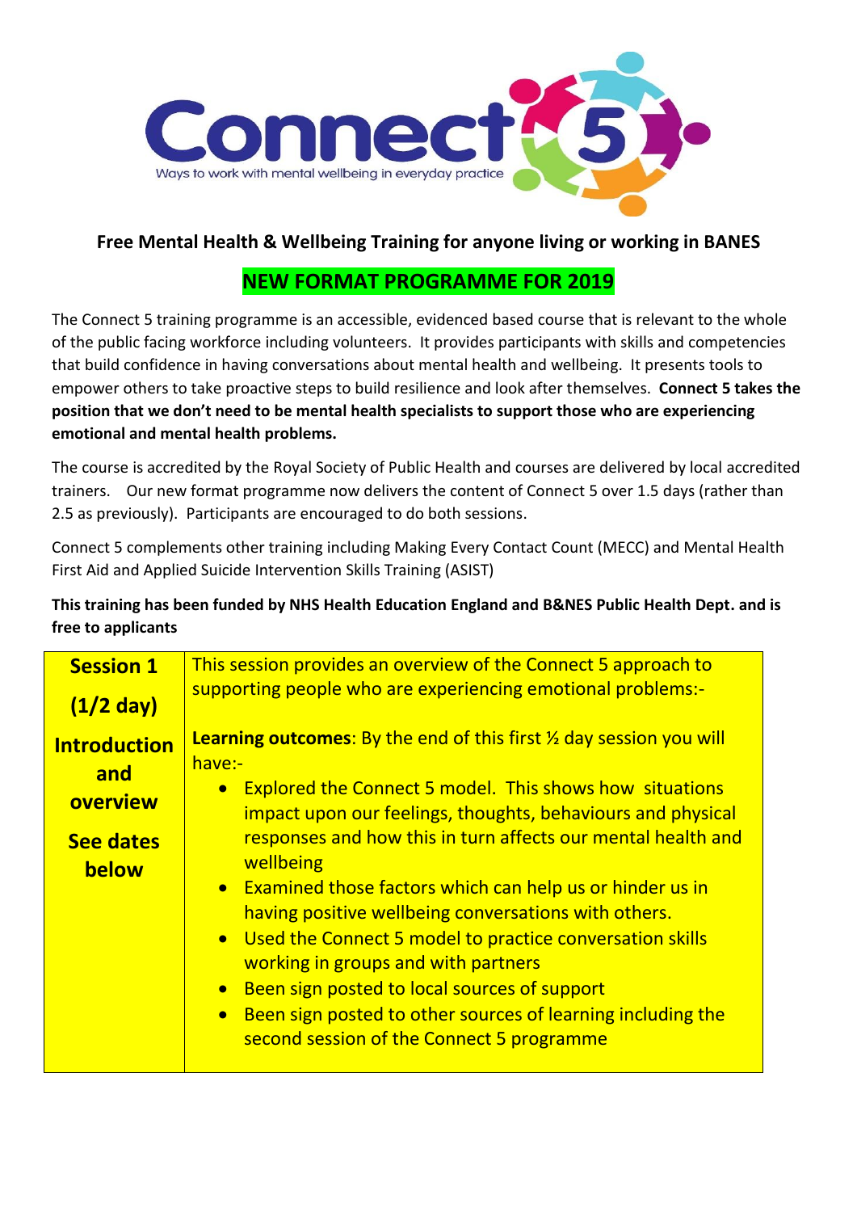Connect 5

Ways to work with mental wellbeing in everyday practice

## Free Mental Health & Wellbeing Training for anyone living or working in BANES

## NEW FORMAT PROGRAMME FOR 2019

The Connect 5 training programme is an accessible, evidenced based course that is relevant to the whole of the public facing workforce including volunteers. It provides participants with skills and competencies that build confidence in having conversations about mental health and wellbeing. It presents tools to empower others to take proactive steps to build resilience and look after themselves. **Connect 5 takes the position that we don't need to be mental health specialists to support those who are experiencing emotional and mental health problems.**

The course is accredited by the Royal Society of Public Health and courses are delivered by local accredited trainers. Our new format programme now delivers the content of Connect 5 over 1.5 days (rather than 2.5 as previously). Participants are encouraged to do both sessions.

Connect 5 complements other training including Making Every Contact Count (MECC) and Mental Health First Aid and Applied Suicide Intervention Skills Training (ASIST)

**This training has been funded by NHS Health Education England and B&NES Public Health Dept. and is free to applicants**

| | |
|---|---|
| **Session 1**<br><br>**(1/2 day)**<br><br>**Introduction and overview**<br><br>**See dates below** | This session provides an overview of the Connect 5 approach to supporting people who are experiencing emotional problems:-<br><br>**Learning outcomes**: By the end of this first ½ day session you will have:-<br>• Explored the Connect 5 model. This shows how situations impact upon our feelings, thoughts, behaviours and physical responses and how this in turn affects our mental health and wellbeing<br>• Examined those factors which can help us or hinder us in having positive wellbeing conversations with others.<br>• Used the Connect 5 model to practice conversation skills working in groups and with partners<br>• Been sign posted to local sources of support<br>• Been sign posted to other sources of learning including the second session of the Connect 5 programme |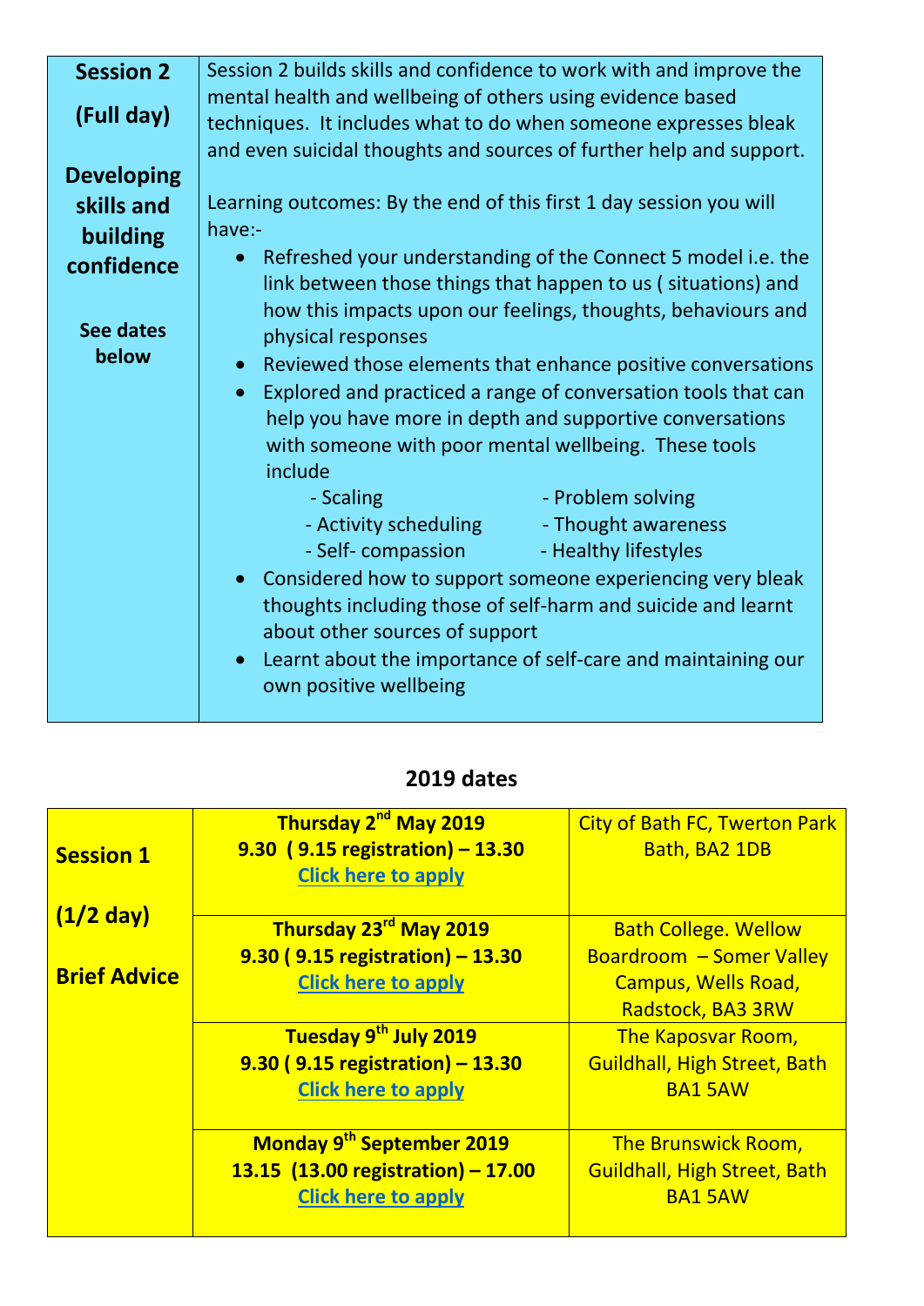| **Session 2**<br><br>**(Full day)**<br><br>**Developing skills and building confidence**<br><br>**See dates below** | Session 2 builds skills and confidence to work with and improve the mental health and wellbeing of others using evidence based techniques. It includes what to do when someone expresses bleak and even suicidal thoughts and sources of further help and support.<br><br>Learning outcomes: By the end of this first 1 day session you will have:-<br>• Refreshed your understanding of the Connect 5 model i.e. the link between those things that happen to us ( situations) and how this impacts upon our feelings, thoughts, behaviours and physical responses<br>• Reviewed those elements that enhance positive conversations<br>• Explored and practiced a range of conversation tools that can help you have more in depth and supportive conversations with someone with poor mental wellbeing. These tools include<br>- Scaling - Problem solving<br>- Activity scheduling - Thought awareness<br>- Self- compassion - Healthy lifestyles<br>• Considered how to support someone experiencing very bleak thoughts including those of self-harm and suicide and learnt about other sources of support<br>• Learnt about the importance of self-care and maintaining our own positive wellbeing |
|---|---|

## 2019 dates

| **Session 1**<br><br>**(1/2 day)**<br><br>**Brief Advice** | **Thursday 2nd May 2019**<br>**9.30 ( 9.15 registration) – 13.30**<br>**Click here to apply** | City of Bath FC, Twerton Park Bath, BA2 1DB |
|---|---|---|
| | **Thursday 23rd May 2019**<br>**9.30 ( 9.15 registration) – 13.30**<br>**Click here to apply** | Bath College. Wellow Boardroom – Somer Valley Campus, Wells Road, Radstock, BA3 3RW |
| | **Tuesday 9th July 2019**<br>**9.30 ( 9.15 registration) – 13.30**<br>**Click here to apply** | The Kaposvar Room, Guildhall, High Street, Bath BA1 5AW |
| | **Monday 9th September 2019**<br>**13.15 (13.00 registration) – 17.00**<br>**Click here to apply** | The Brunswick Room, Guildhall, High Street, Bath BA1 5AW |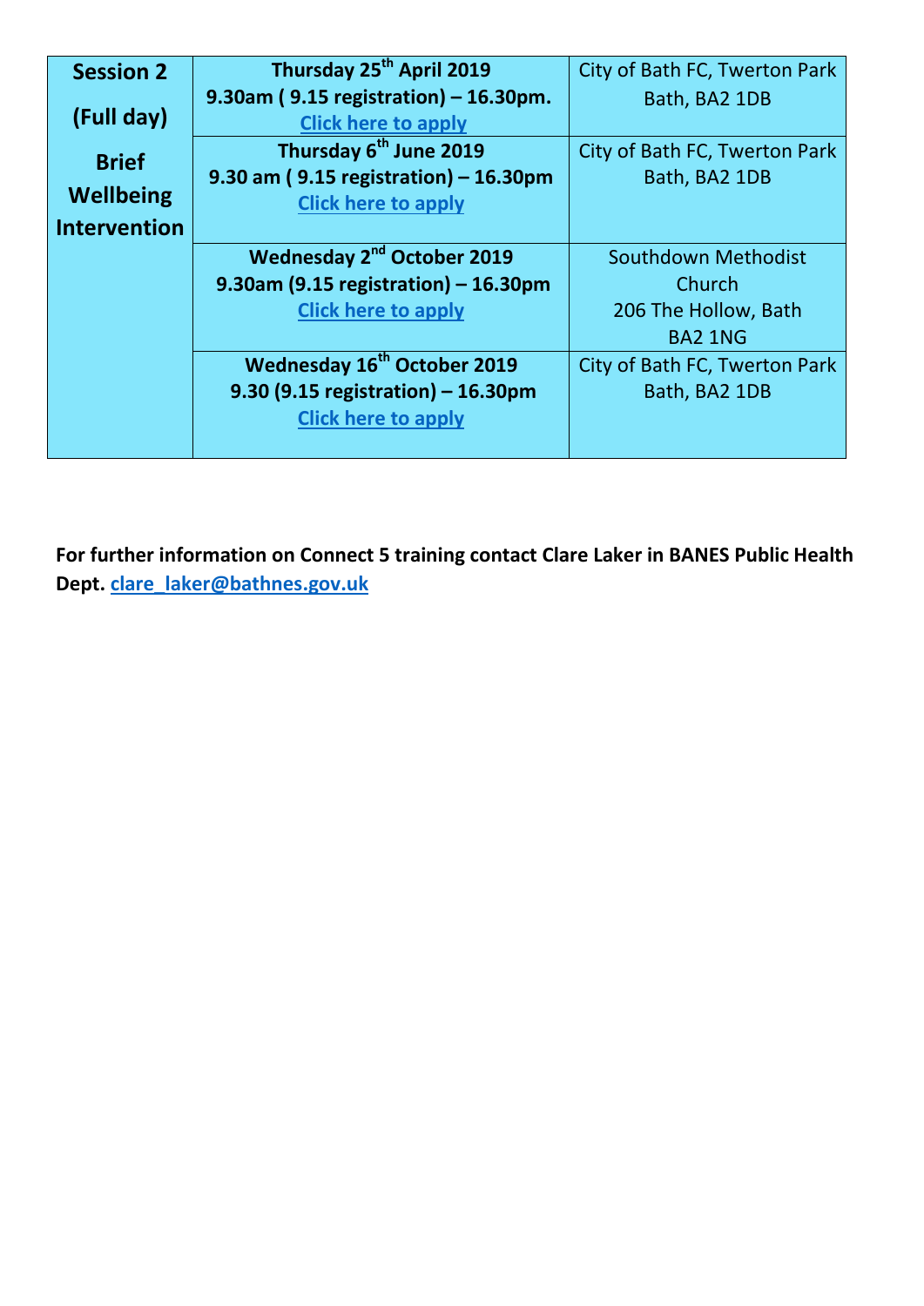| | | |
|---|---|---|
| **Session 2**<br>**(Full day)**<br>**Brief Wellbeing Intervention** | **Thursday 25th April 2019**<br>**9.30am ( 9.15 registration) – 16.30pm.**<br>**Click here to apply** | City of Bath FC, Twerton Park<br>Bath, BA2 1DB |
| | **Thursday 6th June 2019**<br>**9.30 am ( 9.15 registration) – 16.30pm**<br>**Click here to apply** | City of Bath FC, Twerton Park<br>Bath, BA2 1DB |
| | **Wednesday 2nd October 2019**<br>**9.30am (9.15 registration) – 16.30pm**<br>**Click here to apply** | Southdown Methodist Church<br>206 The Hollow, Bath<br>BA2 1NG |
| | **Wednesday 16th October 2019**<br>**9.30 (9.15 registration) – 16.30pm**<br>**Click here to apply** | City of Bath FC, Twerton Park<br>Bath, BA2 1DB |

**For further information on Connect 5 training contact Clare Laker in BANES Public Health Dept. clare_laker@bathnes.gov.uk**